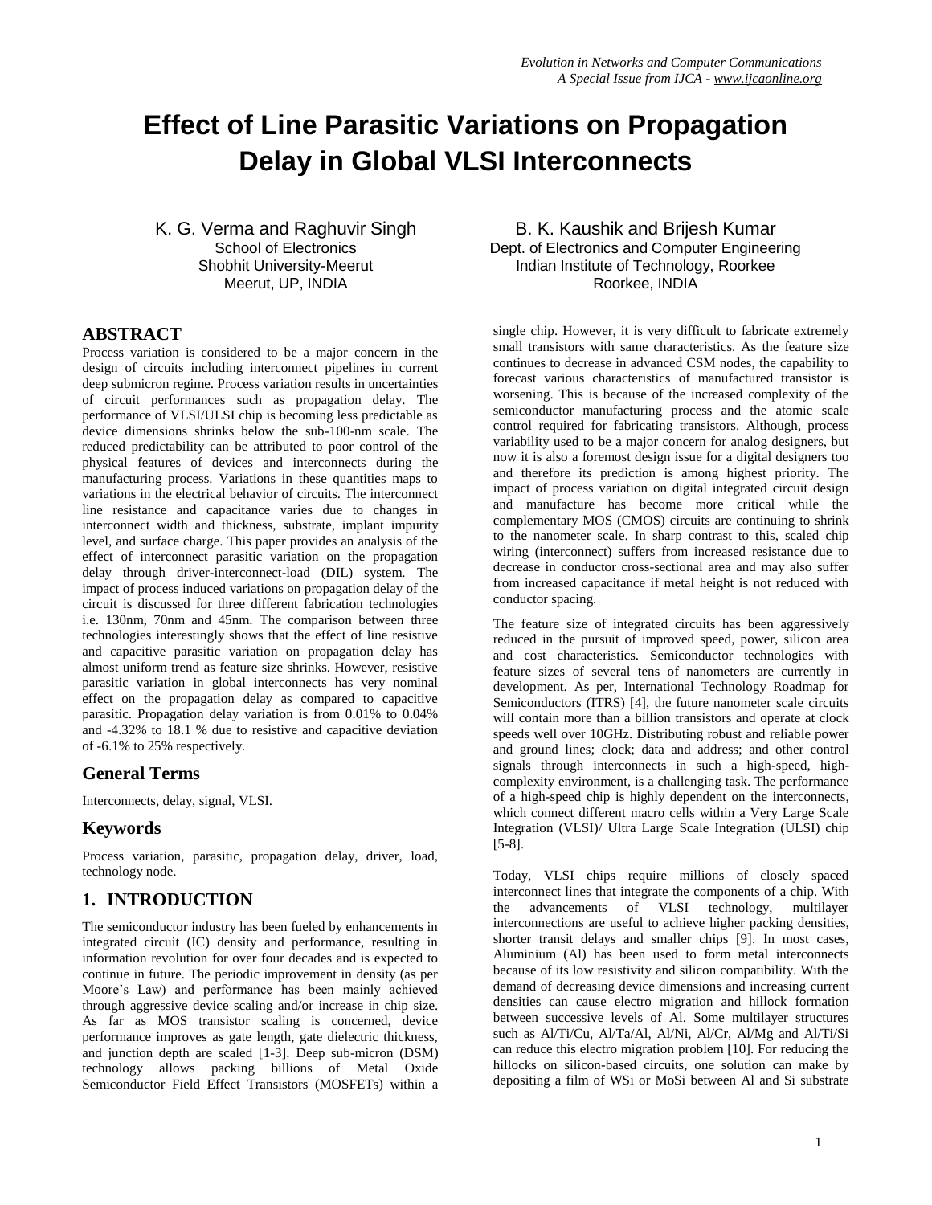# Effect of Line Parasitic Variations on Propagation Delay in Global VLSI Interconnects

K. G. Verma and Raghuvir Singh
School of Electronics
Shobhit University-Meerut
Meerut, UP, INDIA

B. K. Kaushik and Brijesh Kumar
Dept. of Electronics and Computer Engineering
Indian Institute of Technology, Roorkee
Roorkee, INDIA

## ABSTRACT

Process variation is considered to be a major concern in the design of circuits including interconnect pipelines in current deep submicron regime. Process variation results in uncertainties of circuit performances such as propagation delay. The performance of VLSI/ULSI chip is becoming less predictable as device dimensions shrinks below the sub-100-nm scale. The reduced predictability can be attributed to poor control of the physical features of devices and interconnects during the manufacturing process. Variations in these quantities maps to variations in the electrical behavior of circuits. The interconnect line resistance and capacitance varies due to changes in interconnect width and thickness, substrate, implant impurity level, and surface charge. This paper provides an analysis of the effect of interconnect parasitic variation on the propagation delay through driver-interconnect-load (DIL) system. The impact of process induced variations on propagation delay of the circuit is discussed for three different fabrication technologies i.e. 130nm, 70nm and 45nm. The comparison between three technologies interestingly shows that the effect of line resistive and capacitive parasitic variation on propagation delay has almost uniform trend as feature size shrinks. However, resistive parasitic variation in global interconnects has very nominal effect on the propagation delay as compared to capacitive parasitic. Propagation delay variation is from 0.01% to 0.04% and -4.32% to 18.1 % due to resistive and capacitive deviation of -6.1% to 25% respectively.

## General Terms

Interconnects, delay, signal, VLSI.

## Keywords

Process variation, parasitic, propagation delay, driver, load, technology node.

## 1. INTRODUCTION

The semiconductor industry has been fueled by enhancements in integrated circuit (IC) density and performance, resulting in information revolution for over four decades and is expected to continue in future. The periodic improvement in density (as per Moore's Law) and performance has been mainly achieved through aggressive device scaling and/or increase in chip size. As far as MOS transistor scaling is concerned, device performance improves as gate length, gate dielectric thickness, and junction depth are scaled [1-3]. Deep sub-micron (DSM) technology allows packing billions of Metal Oxide Semiconductor Field Effect Transistors (MOSFETs) within a single chip. However, it is very difficult to fabricate extremely small transistors with same characteristics. As the feature size continues to decrease in advanced CSM nodes, the capability to forecast various characteristics of manufactured transistor is worsening. This is because of the increased complexity of the semiconductor manufacturing process and the atomic scale control required for fabricating transistors. Although, process variability used to be a major concern for analog designers, but now it is also a foremost design issue for a digital designers too and therefore its prediction is among highest priority. The impact of process variation on digital integrated circuit design and manufacture has become more critical while the complementary MOS (CMOS) circuits are continuing to shrink to the nanometer scale. In sharp contrast to this, scaled chip wiring (interconnect) suffers from increased resistance due to decrease in conductor cross-sectional area and may also suffer from increased capacitance if metal height is not reduced with conductor spacing.

The feature size of integrated circuits has been aggressively reduced in the pursuit of improved speed, power, silicon area and cost characteristics. Semiconductor technologies with feature sizes of several tens of nanometers are currently in development. As per, International Technology Roadmap for Semiconductors (ITRS) [4], the future nanometer scale circuits will contain more than a billion transistors and operate at clock speeds well over 10GHz. Distributing robust and reliable power and ground lines; clock; data and address; and other control signals through interconnects in such a high-speed, high-complexity environment, is a challenging task. The performance of a high-speed chip is highly dependent on the interconnects, which connect different macro cells within a Very Large Scale Integration (VLSI)/ Ultra Large Scale Integration (ULSI) chip [5-8].

Today, VLSI chips require millions of closely spaced interconnect lines that integrate the components of a chip. With the advancements of VLSI technology, multilayer interconnections are useful to achieve higher packing densities, shorter transit delays and smaller chips [9]. In most cases, Aluminium (Al) has been used to form metal interconnects because of its low resistivity and silicon compatibility. With the demand of decreasing device dimensions and increasing current densities can cause electro migration and hillock formation between successive levels of Al. Some multilayer structures such as Al/Ti/Cu, Al/Ta/Al, Al/Ni, Al/Cr, Al/Mg and Al/Ti/Si can reduce this electro migration problem [10]. For reducing the hillocks on silicon-based circuits, one solution can make by depositing a film of WSi or MoSi between Al and Si substrate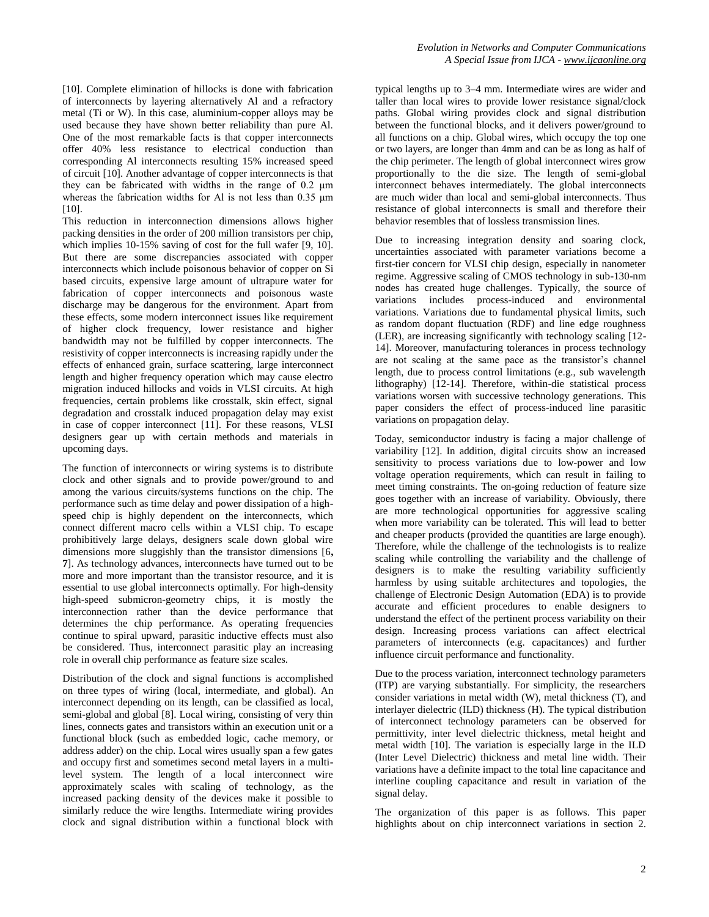[10]. Complete elimination of hillocks is done with fabrication of interconnects by layering alternatively Al and a refractory metal (Ti or W). In this case, aluminium-copper alloys may be used because they have shown better reliability than pure Al. One of the most remarkable facts is that copper interconnects offer 40% less resistance to electrical conduction than corresponding Al interconnects resulting 15% increased speed of circuit [10]. Another advantage of copper interconnects is that they can be fabricated with widths in the range of 0.2 μm whereas the fabrication widths for Al is not less than 0.35 μm [10].

This reduction in interconnection dimensions allows higher packing densities in the order of 200 million transistors per chip, which implies 10-15% saving of cost for the full wafer [9, 10]. But there are some discrepancies associated with copper interconnects which include poisonous behavior of copper on Si based circuits, expensive large amount of ultrapure water for fabrication of copper interconnects and poisonous waste discharge may be dangerous for the environment. Apart from these effects, some modern interconnect issues like requirement of higher clock frequency, lower resistance and higher bandwidth may not be fulfilled by copper interconnects. The resistivity of copper interconnects is increasing rapidly under the effects of enhanced grain, surface scattering, large interconnect length and higher frequency operation which may cause electro migration induced hillocks and voids in VLSI circuits. At high frequencies, certain problems like crosstalk, skin effect, signal degradation and crosstalk induced propagation delay may exist in case of copper interconnect [11]. For these reasons, VLSI designers gear up with certain methods and materials in upcoming days.

The function of interconnects or wiring systems is to distribute clock and other signals and to provide power/ground to and among the various circuits/systems functions on the chip. The performance such as time delay and power dissipation of a high-speed chip is highly dependent on the interconnects, which connect different macro cells within a VLSI chip. To escape prohibitively large delays, designers scale down global wire dimensions more sluggishly than the transistor dimensions [6, 7]. As technology advances, interconnects have turned out to be more and more important than the transistor resource, and it is essential to use global interconnects optimally. For high-density high-speed submicron-geometry chips, it is mostly the interconnection rather than the device performance that determines the chip performance. As operating frequencies continue to spiral upward, parasitic inductive effects must also be considered. Thus, interconnect parasitic play an increasing role in overall chip performance as feature size scales.

Distribution of the clock and signal functions is accomplished on three types of wiring (local, intermediate, and global). An interconnect depending on its length, can be classified as local, semi-global and global [8]. Local wiring, consisting of very thin lines, connects gates and transistors within an execution unit or a functional block (such as embedded logic, cache memory, or address adder) on the chip. Local wires usually span a few gates and occupy first and sometimes second metal layers in a multi-level system. The length of a local interconnect wire approximately scales with scaling of technology, as the increased packing density of the devices make it possible to similarly reduce the wire lengths. Intermediate wiring provides clock and signal distribution within a functional block with typical lengths up to 3–4 mm. Intermediate wires are wider and taller than local wires to provide lower resistance signal/clock paths. Global wiring provides clock and signal distribution between the functional blocks, and it delivers power/ground to all functions on a chip. Global wires, which occupy the top one or two layers, are longer than 4mm and can be as long as half of the chip perimeter. The length of global interconnect wires grow proportionally to the die size. The length of semi-global interconnect behaves intermediately. The global interconnects are much wider than local and semi-global interconnects. Thus resistance of global interconnects is small and therefore their behavior resembles that of lossless transmission lines.

Due to increasing integration density and soaring clock, uncertainties associated with parameter variations become a first-tier concern for VLSI chip design, especially in nanometer regime. Aggressive scaling of CMOS technology in sub-130-nm nodes has created huge challenges. Typically, the source of variations includes process-induced and environmental variations. Variations due to fundamental physical limits, such as random dopant fluctuation (RDF) and line edge roughness (LER), are increasing significantly with technology scaling [12-14]. Moreover, manufacturing tolerances in process technology are not scaling at the same pace as the transistor's channel length, due to process control limitations (e.g., sub wavelength lithography) [12-14]. Therefore, within-die statistical process variations worsen with successive technology generations. This paper considers the effect of process-induced line parasitic variations on propagation delay.

Today, semiconductor industry is facing a major challenge of variability [12]. In addition, digital circuits show an increased sensitivity to process variations due to low-power and low voltage operation requirements, which can result in failing to meet timing constraints. The on-going reduction of feature size goes together with an increase of variability. Obviously, there are more technological opportunities for aggressive scaling when more variability can be tolerated. This will lead to better and cheaper products (provided the quantities are large enough). Therefore, while the challenge of the technologists is to realize scaling while controlling the variability and the challenge of designers is to make the resulting variability sufficiently harmless by using suitable architectures and topologies, the challenge of Electronic Design Automation (EDA) is to provide accurate and efficient procedures to enable designers to understand the effect of the pertinent process variability on their design. Increasing process variations can affect electrical parameters of interconnects (e.g. capacitances) and further influence circuit performance and functionality.

Due to the process variation, interconnect technology parameters (ITP) are varying substantially. For simplicity, the researchers consider variations in metal width (W), metal thickness (T), and interlayer dielectric (ILD) thickness (H). The typical distribution of interconnect technology parameters can be observed for permittivity, inter level dielectric thickness, metal height and metal width [10]. The variation is especially large in the ILD (Inter Level Dielectric) thickness and metal line width. Their variations have a definite impact to the total line capacitance and interline coupling capacitance and result in variation of the signal delay.

The organization of this paper is as follows. This paper highlights about on chip interconnect variations in section 2.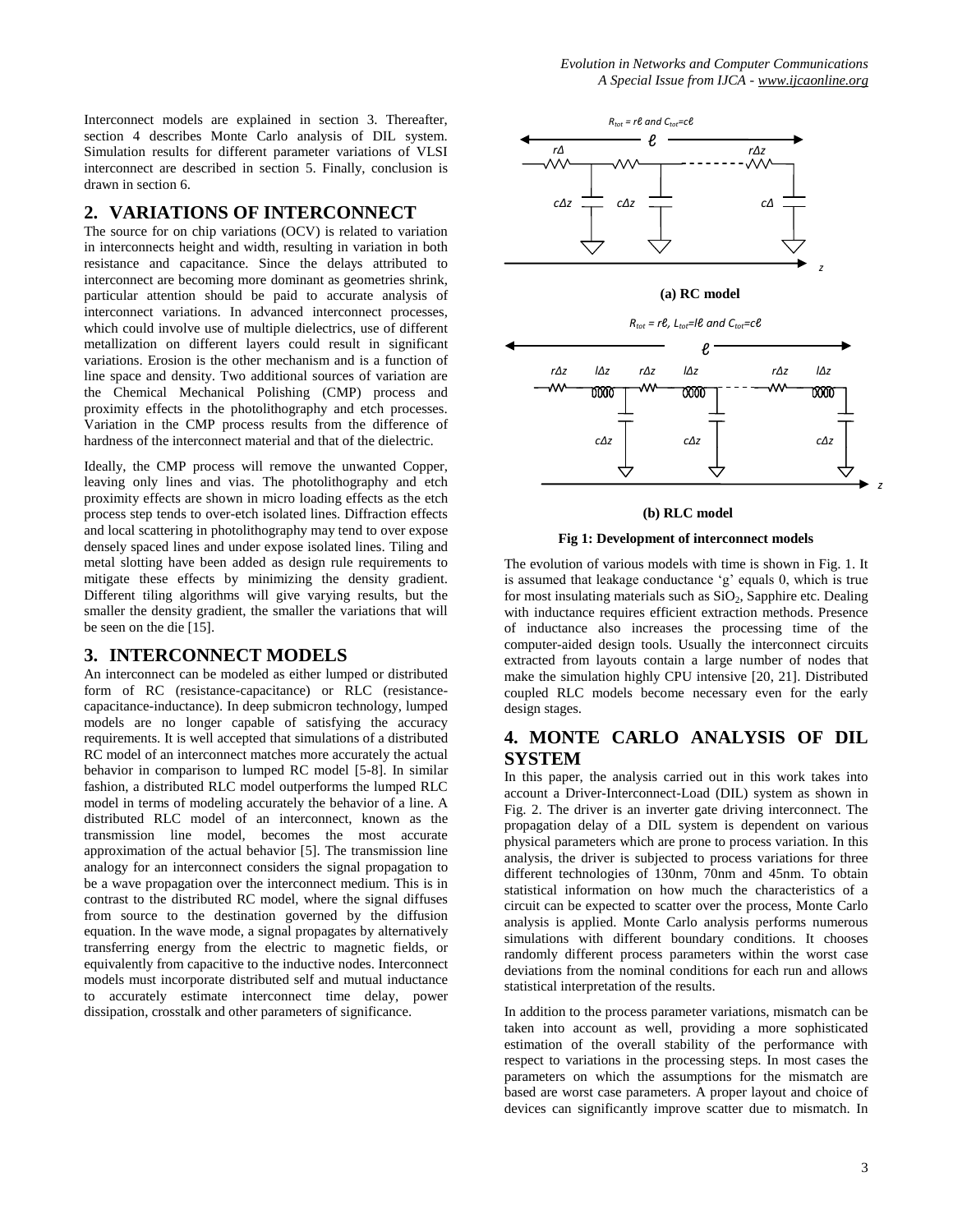Interconnect models are explained in section 3. Thereafter, section 4 describes Monte Carlo analysis of DIL system. Simulation results for different parameter variations of VLSI interconnect are described in section 5. Finally, conclusion is drawn in section 6.

## 2. VARIATIONS OF INTERCONNECT

The source for on chip variations (OCV) is related to variation in interconnects height and width, resulting in variation in both resistance and capacitance. Since the delays attributed to interconnect are becoming more dominant as geometries shrink, particular attention should be paid to accurate analysis of interconnect variations. In advanced interconnect processes, which could involve use of multiple dielectrics, use of different metallization on different layers could result in significant variations. Erosion is the other mechanism and is a function of line space and density. Two additional sources of variation are the Chemical Mechanical Polishing (CMP) process and proximity effects in the photolithography and etch processes. Variation in the CMP process results from the difference of hardness of the interconnect material and that of the dielectric.

Ideally, the CMP process will remove the unwanted Copper, leaving only lines and vias. The photolithography and etch proximity effects are shown in micro loading effects as the etch process step tends to over-etch isolated lines. Diffraction effects and local scattering in photolithography may tend to over expose densely spaced lines and under expose isolated lines. Tiling and metal slotting have been added as design rule requirements to mitigate these effects by minimizing the density gradient. Different tiling algorithms will give varying results, but the smaller the density gradient, the smaller the variations that will be seen on the die [15].

## 3. INTERCONNECT MODELS

An interconnect can be modeled as either lumped or distributed form of RC (resistance-capacitance) or RLC (resistance-capacitance-inductance). In deep submicron technology, lumped models are no longer capable of satisfying the accuracy requirements. It is well accepted that simulations of a distributed RC model of an interconnect matches more accurately the actual behavior in comparison to lumped RC model [5-8]. In similar fashion, a distributed RLC model outperforms the lumped RLC model in terms of modeling accurately the behavior of a line. A distributed RLC model of an interconnect, known as the transmission line model, becomes the most accurate approximation of the actual behavior [5]. The transmission line analogy for an interconnect considers the signal propagation to be a wave propagation over the interconnect medium. This is in contrast to the distributed RC model, where the signal diffuses from source to the destination governed by the diffusion equation. In the wave mode, a signal propagates by alternatively transferring energy from the electric to magnetic fields, or equivalently from capacitive to the inductive nodes. Interconnect models must incorporate distributed self and mutual inductance to accurately estimate interconnect time delay, power dissipation, crosstalk and other parameters of significance.

$R_{tot} = r\ell$ and $C_{tot}=c\ell$

**(a) RC model**

$R_{tot} = r\ell$, $L_{tot}=l\ell$ and $C_{tot}=c\ell$

**(b) RLC model**

**Fig 1: Development of interconnect models**

The evolution of various models with time is shown in Fig. 1. It is assumed that leakage conductance 'g' equals 0, which is true for most insulating materials such as $SiO_2$, Sapphire etc. Dealing with inductance requires efficient extraction methods. Presence of inductance also increases the processing time of the computer-aided design tools. Usually the interconnect circuits extracted from layouts contain a large number of nodes that make the simulation highly CPU intensive [20, 21]. Distributed coupled RLC models become necessary even for the early design stages.

## 4. MONTE CARLO ANALYSIS OF DIL SYSTEM

In this paper, the analysis carried out in this work takes into account a Driver-Interconnect-Load (DIL) system as shown in Fig. 2. The driver is an inverter gate driving interconnect. The propagation delay of a DIL system is dependent on various physical parameters which are prone to process variation. In this analysis, the driver is subjected to process variations for three different technologies of 130nm, 70nm and 45nm. To obtain statistical information on how much the characteristics of a circuit can be expected to scatter over the process, Monte Carlo analysis is applied. Monte Carlo analysis performs numerous simulations with different boundary conditions. It chooses randomly different process parameters within the worst case deviations from the nominal conditions for each run and allows statistical interpretation of the results.

In addition to the process parameter variations, mismatch can be taken into account as well, providing a more sophisticated estimation of the overall stability of the performance with respect to variations in the processing steps. In most cases the parameters on which the assumptions for the mismatch are based are worst case parameters. A proper layout and choice of devices can significantly improve scatter due to mismatch. In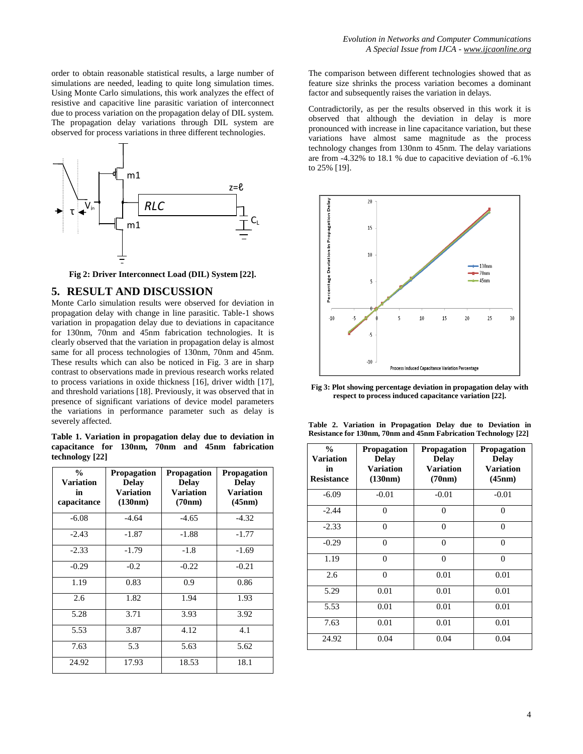order to obtain reasonable statistical results, a large number of simulations are needed, leading to quite long simulation times. Using Monte Carlo simulations, this work analyzes the effect of resistive and capacitive line parasitic variation of interconnect due to process variation on the propagation delay of DIL system. The propagation delay variations through DIL system are observed for process variations in three different technologies.

**Fig 2: Driver Interconnect Load (DIL) System [22].**

## 5. RESULT AND DISCUSSION

Monte Carlo simulation results were observed for deviation in propagation delay with change in line parasitic. Table-1 shows variation in propagation delay due to deviations in capacitance for 130nm, 70nm and 45nm fabrication technologies. It is clearly observed that the variation in propagation delay is almost same for all process technologies of 130nm, 70nm and 45nm. These results which can also be noticed in Fig. 3 are in sharp contrast to observations made in previous research works related to process variations in oxide thickness [16], driver width [17], and threshold variations [18]. Previously, it was observed that in presence of significant variations of device model parameters the variations in performance parameter such as delay is severely affected.

**Table 1. Variation in propagation delay due to deviation in capacitance for 130nm, 70nm and 45nm fabrication technology [22]**

| % Variation in capacitance | Propagation Delay Variation (130nm) | Propagation Delay Variation (70nm) | Propagation Delay Variation (45nm) |
|---|---|---|---|
| -6.08 | -4.64 | -4.65 | -4.32 |
| -2.43 | -1.87 | -1.88 | -1.77 |
| -2.33 | -1.79 | -1.8 | -1.69 |
| -0.29 | -0.2 | -0.22 | -0.21 |
| 1.19 | 0.83 | 0.9 | 0.86 |
| 2.6 | 1.82 | 1.94 | 1.93 |
| 5.28 | 3.71 | 3.93 | 3.92 |
| 5.53 | 3.87 | 4.12 | 4.1 |
| 7.63 | 5.3 | 5.63 | 5.62 |
| 24.92 | 17.93 | 18.53 | 18.1 |

The comparison between different technologies showed that as feature size shrinks the process variation becomes a dominant factor and subsequently raises the variation in delays.

Contradictorily, as per the results observed in this work it is observed that although the deviation in delay is more pronounced with increase in line capacitance variation, but these variations have almost same magnitude as the process technology changes from 130nm to 45nm. The delay variations are from -4.32% to 18.1 % due to capacitive deviation of -6.1% to 25% [19].

**Fig 3: Plot showing percentage deviation in propagation delay with respect to process induced capacitance variation [22].**

**Table 2. Variation in Propagation Delay due to Deviation in Resistance for 130nm, 70nm and 45nm Fabrication Technology [22]**

| % Variation in Resistance | Propagation Delay Variation (130nm) | Propagation Delay Variation (70nm) | Propagation Delay Variation (45nm) |
|---|---|---|---|
| -6.09 | -0.01 | -0.01 | -0.01 |
| -2.44 | 0 | 0 | 0 |
| -2.33 | 0 | 0 | 0 |
| -0.29 | 0 | 0 | 0 |
| 1.19 | 0 | 0 | 0 |
| 2.6 | 0 | 0.01 | 0.01 |
| 5.29 | 0.01 | 0.01 | 0.01 |
| 5.53 | 0.01 | 0.01 | 0.01 |
| 7.63 | 0.01 | 0.01 | 0.01 |
| 24.92 | 0.04 | 0.04 | 0.04 |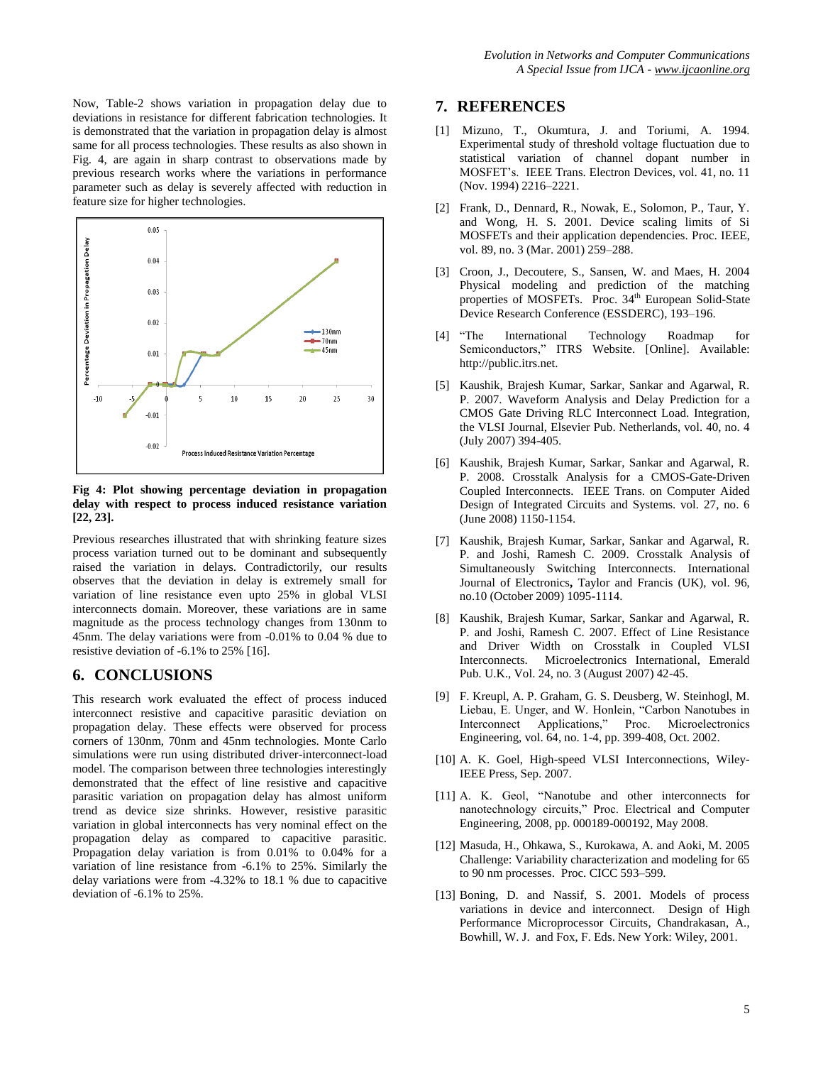Now, Table-2 shows variation in propagation delay due to deviations in resistance for different fabrication technologies. It is demonstrated that the variation in propagation delay is almost same for all process technologies. These results as also shown in Fig. 4, are again in sharp contrast to observations made by previous research works where the variations in performance parameter such as delay is severely affected with reduction in feature size for higher technologies.

**Fig 4: Plot showing percentage deviation in propagation delay with respect to process induced resistance variation [22, 23].**

Previous researches illustrated that with shrinking feature sizes process variation turned out to be dominant and subsequently raised the variation in delays. Contradictorily, our results observes that the deviation in delay is extremely small for variation of line resistance even upto 25% in global VLSI interconnects domain. Moreover, these variations are in same magnitude as the process technology changes from 130nm to 45nm. The delay variations were from -0.01% to 0.04 % due to resistive deviation of -6.1% to 25% [16].

## 6. CONCLUSIONS

This research work evaluated the effect of process induced interconnect resistive and capacitive parasitic deviation on propagation delay. These effects were observed for process corners of 130nm, 70nm and 45nm technologies. Monte Carlo simulations were run using distributed driver-interconnect-load model. The comparison between three technologies interestingly demonstrated that the effect of line resistive and capacitive parasitic variation on propagation delay has almost uniform trend as device size shrinks. However, resistive parasitic variation in global interconnects has very nominal effect on the propagation delay as compared to capacitive parasitic. Propagation delay variation is from 0.01% to 0.04% for a variation of line resistance from -6.1% to 25%. Similarly the delay variations were from -4.32% to 18.1 % due to capacitive deviation of -6.1% to 25%.

## 7. REFERENCES

[1] Mizuno, T., Okumtura, J. and Toriumi, A. 1994. Experimental study of threshold voltage fluctuation due to statistical variation of channel dopant number in MOSFET's. IEEE Trans. Electron Devices, vol. 41, no. 11 (Nov. 1994) 2216–2221.

[2] Frank, D., Dennard, R., Nowak, E., Solomon, P., Taur, Y. and Wong, H. S. 2001. Device scaling limits of Si MOSFETs and their application dependencies. Proc. IEEE, vol. 89, no. 3 (Mar. 2001) 259–288.

[3] Croon, J., Decoutere, S., Sansen, W. and Maes, H. 2004 Physical modeling and prediction of the matching properties of MOSFETs. Proc. 34th European Solid-State Device Research Conference (ESSDERC), 193–196.

[4] "The International Technology Roadmap for Semiconductors," ITRS Website. [Online]. Available: http://public.itrs.net.

[5] Kaushik, Brajesh Kumar, Sarkar, Sankar and Agarwal, R. P. 2007. Waveform Analysis and Delay Prediction for a CMOS Gate Driving RLC Interconnect Load. Integration, the VLSI Journal, Elsevier Pub. Netherlands, vol. 40, no. 4 (July 2007) 394-405.

[6] Kaushik, Brajesh Kumar, Sarkar, Sankar and Agarwal, R. P. 2008. Crosstalk Analysis for a CMOS-Gate-Driven Coupled Interconnects. IEEE Trans. on Computer Aided Design of Integrated Circuits and Systems. vol. 27, no. 6 (June 2008) 1150-1154.

[7] Kaushik, Brajesh Kumar, Sarkar, Sankar and Agarwal, R. P. and Joshi, Ramesh C. 2009. Crosstalk Analysis of Simultaneously Switching Interconnects. International Journal of Electronics**,** Taylor and Francis (UK), vol. 96, no.10 (October 2009) 1095-1114.

[8] Kaushik, Brajesh Kumar, Sarkar, Sankar and Agarwal, R. P. and Joshi, Ramesh C. 2007. Effect of Line Resistance and Driver Width on Crosstalk in Coupled VLSI Interconnects. Microelectronics International, Emerald Pub. U.K., Vol. 24, no. 3 (August 2007) 42-45.

[9] F. Kreupl, A. P. Graham, G. S. Deusberg, W. Steinhogl, M. Liebau, E. Unger, and W. Honlein, "Carbon Nanotubes in Interconnect Applications," Proc. Microelectronics Engineering, vol. 64, no. 1-4, pp. 399-408, Oct. 2002.

[10] A. K. Goel, High-speed VLSI Interconnections, Wiley-IEEE Press, Sep. 2007.

[11] A. K. Geol, "Nanotube and other interconnects for nanotechnology circuits," Proc. Electrical and Computer Engineering, 2008, pp. 000189-000192, May 2008.

[12] Masuda, H., Ohkawa, S., Kurokawa, A. and Aoki, M. 2005 Challenge: Variability characterization and modeling for 65 to 90 nm processes. Proc. CICC 593–599.

[13] Boning, D. and Nassif, S. 2001. Models of process variations in device and interconnect. Design of High Performance Microprocessor Circuits, Chandrakasan, A., Bowhill, W. J. and Fox, F. Eds. New York: Wiley, 2001.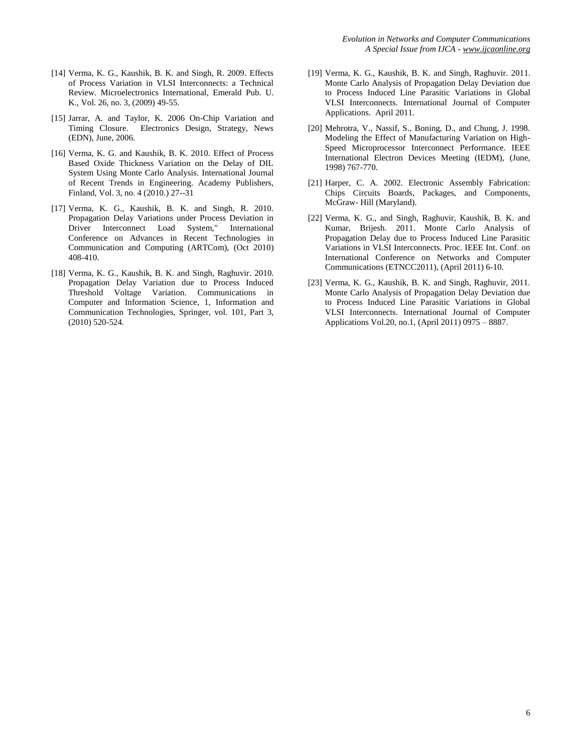[14] Verma, K. G., Kaushik, B. K. and Singh, R. 2009. Effects of Process Variation in VLSI Interconnects: a Technical Review. Microelectronics International, Emerald Pub. U. K., Vol. 26, no. 3, (2009) 49-55.

[15] Jarrar, A. and Taylor, K. 2006 On-Chip Variation and Timing Closure. Electronics Design, Strategy, News (EDN), June, 2006.

[16] Verma, K. G. and Kaushik, B. K. 2010. Effect of Process Based Oxide Thickness Variation on the Delay of DIL System Using Monte Carlo Analysis. International Journal of Recent Trends in Engineering. Academy Publishers, Finland, Vol. 3, no. 4 (2010.) 27--31

[17] Verma, K. G., Kaushik, B. K. and Singh, R. 2010. Propagation Delay Variations under Process Deviation in Driver Interconnect Load System," International Conference on Advances in Recent Technologies in Communication and Computing (ARTCom), (Oct 2010) 408-410.

[18] Verma, K. G., Kaushik, B. K. and Singh, Raghuvir. 2010. Propagation Delay Variation due to Process Induced Threshold Voltage Variation. Communications in Computer and Information Science, 1, Information and Communication Technologies, Springer, vol. 101, Part 3, (2010) 520-524.

[19] Verma, K. G., Kaushik, B. K. and Singh, Raghuvir. 2011. Monte Carlo Analysis of Propagation Delay Deviation due to Process Induced Line Parasitic Variations in Global VLSI Interconnects. International Journal of Computer Applications. April 2011.

[20] Mehrotra, V., Nassif, S., Boning, D., and Chung, J. 1998. Modeling the Effect of Manufacturing Variation on High-Speed Microprocessor Interconnect Performance. IEEE International Electron Devices Meeting (IEDM), (June, 1998) 767-770.

[21] Harper, C. A. 2002. Electronic Assembly Fabrication: Chips Circuits Boards, Packages, and Components, McGraw- Hill (Maryland).

[22] Verma, K. G., and Singh, Raghuvir, Kaushik, B. K. and Kumar, Brijesh. 2011. Monte Carlo Analysis of Propagation Delay due to Process Induced Line Parasitic Variations in VLSI Interconnects. Proc. IEEE Int. Conf. on International Conference on Networks and Computer Communications (ETNCC2011), (April 2011) 6-10.

[23] Verma, K. G., Kaushik, B. K. and Singh, Raghuvir, 2011. Monte Carlo Analysis of Propagation Delay Deviation due to Process Induced Line Parasitic Variations in Global VLSI Interconnects. International Journal of Computer Applications Vol.20, no.1, (April 2011) 0975 – 8887.